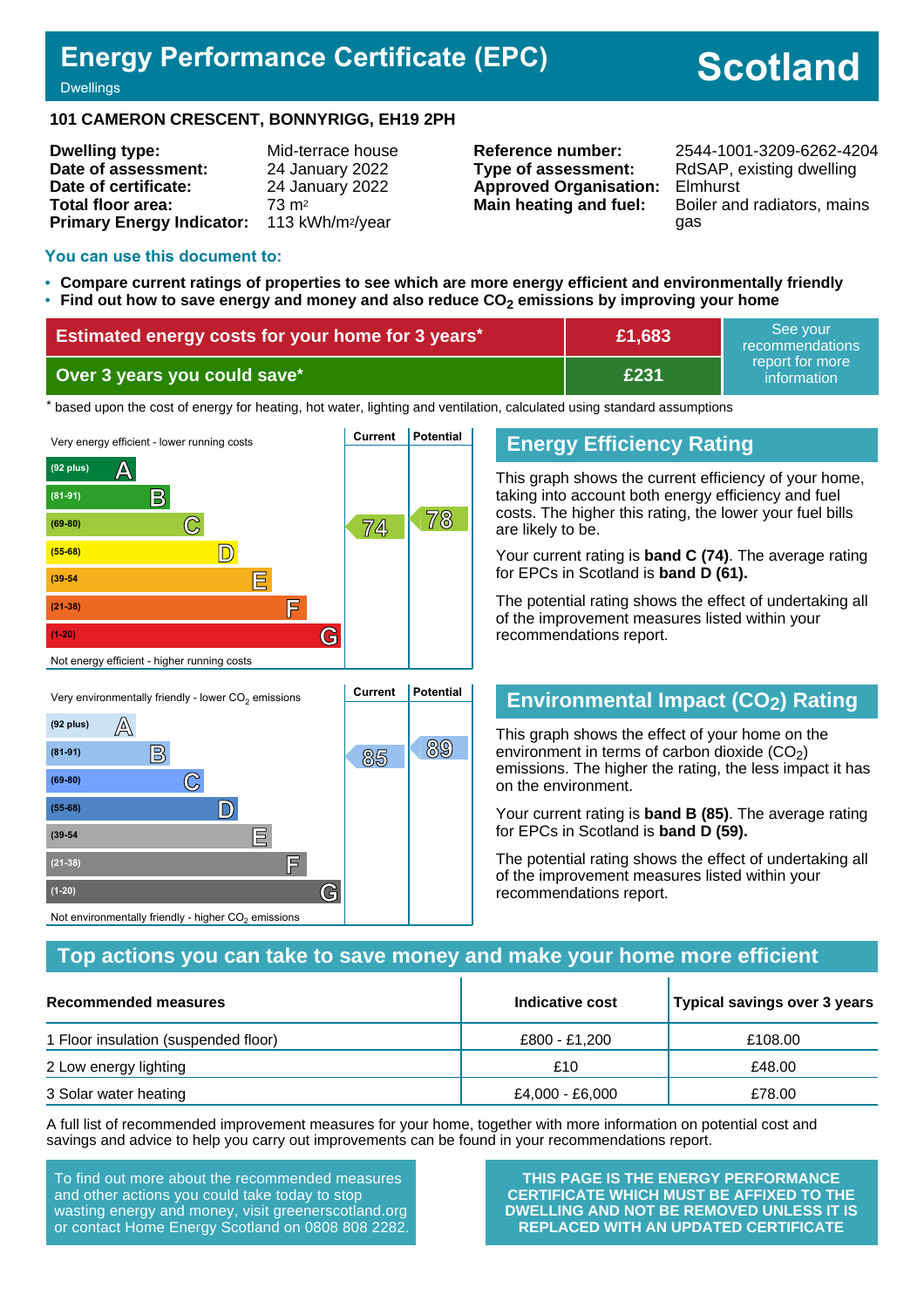# Energy Performance Certificate (EPC)

Dwellings

# Scotland

**101 CAMERON CRESCENT, BONNYRIGG, EH19 2PH**

| | |
|---|---|
| **Dwelling type:** | Mid-terrace house |
| **Date of assessment:** | 24 January 2022 |
| **Date of certificate:** | 24 January 2022 |
| **Total floor area:** | 73 m² |
| **Primary Energy Indicator:** | 113 kWh/m²/year |

| | |
|---|---|
| **Reference number:** | 2544-1001-3209-6262-4204 |
| **Type of assessment:** | RdSAP, existing dwelling |
| **Approved Organisation:** | Elmhurst |
| **Main heating and fuel:** | Boiler and radiators, mains gas |

## You can use this document to:

- **Compare current ratings of properties to see which are more energy efficient and environmentally friendly**
- **Find out how to save energy and money and also reduce $CO_2$ emissions by improving your home**

| | | |
|---|---|---|
| **Estimated energy costs for your home for 3 years*** | **£1,683** | See your recommendations report for more information |
| **Over 3 years you could save*** | **£231** | |

\* based upon the cost of energy for heating, hot water, lighting and ventilation, calculated using standard assumptions

| Very energy efficient - lower running costs | Current | Potential |
|---|---|---|
| (92 plus) A | | |
| (81-91) B | | |
| (69-80) C | 74 | 78 |
| (55-68) D | | |
| (39-54 E | | |
| (21-38) F | | |
| (1-20) G | | |
| Not energy efficient - higher running costs | | |

## Energy Efficiency Rating

This graph shows the current efficiency of your home, taking into account both energy efficiency and fuel costs. The higher this rating, the lower your fuel bills are likely to be.

Your current rating is **band C (74)**. The average rating for EPCs in Scotland is **band D (61).**

The potential rating shows the effect of undertaking all of the improvement measures listed within your recommendations report.

| Very environmentally friendly - lower $CO_2$ emissions | Current | Potential |
|---|---|---|
| (92 plus) A | | |
| (81-91) B | 85 | 89 |
| (69-80) C | | |
| (55-68) D | | |
| (39-54 E | | |
| (21-38) F | | |
| (1-20) G | | |
| Not environmentally friendly - higher $CO_2$ emissions | | |

## Environmental Impact ($CO_2$) Rating

This graph shows the effect of your home on the environment in terms of carbon dioxide ($CO_2$) emissions. The higher the rating, the less impact it has on the environment.

Your current rating is **band B (85)**. The average rating for EPCs in Scotland is **band D (59).**

The potential rating shows the effect of undertaking all of the improvement measures listed within your recommendations report.

## Top actions you can take to save money and make your home more efficient

| Recommended measures | Indicative cost | Typical savings over 3 years |
|---|---|---|
| 1 Floor insulation (suspended floor) | £800 - £1,200 | £108.00 |
| 2 Low energy lighting | £10 | £48.00 |
| 3 Solar water heating | £4,000 - £6,000 | £78.00 |

A full list of recommended improvement measures for your home, together with more information on potential cost and savings and advice to help you carry out improvements can be found in your recommendations report.

To find out more about the recommended measures and other actions you could take today to stop wasting energy and money, visit greenerscotland.org or contact Home Energy Scotland on 0808 808 2282.

**THIS PAGE IS THE ENERGY PERFORMANCE CERTIFICATE WHICH MUST BE AFFIXED TO THE DWELLING AND NOT BE REMOVED UNLESS IT IS REPLACED WITH AN UPDATED CERTIFICATE**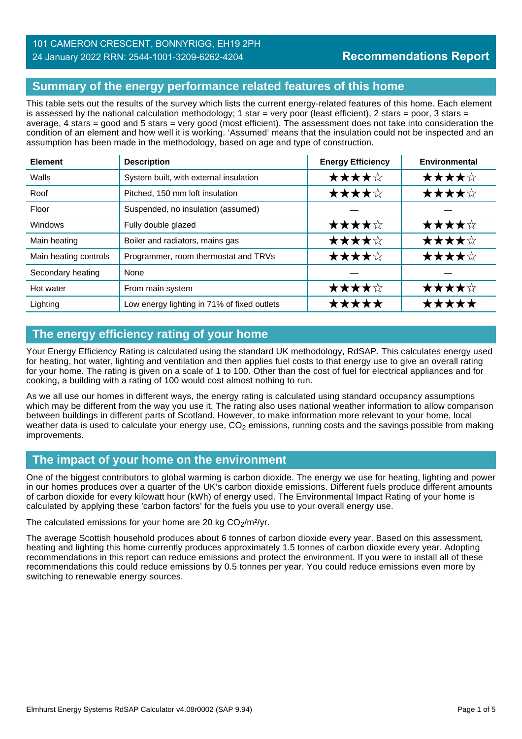101 CAMERON CRESCENT, BONNYRIGG, EH19 2PH
24 January 2022 RRN: 2544-1001-3209-6262-4204

**Recommendations Report**

## Summary of the energy performance related features of this home

This table sets out the results of the survey which lists the current energy-related features of this home. Each element is assessed by the national calculation methodology; 1 star = very poor (least efficient), 2 stars = poor, 3 stars = average, 4 stars = good and 5 stars = very good (most efficient). The assessment does not take into consideration the condition of an element and how well it is working. 'Assumed' means that the insulation could not be inspected and an assumption has been made in the methodology, based on age and type of construction.

| Element | Description | Energy Efficiency | Environmental |
|---|---|---|---|
| Walls | System built, with external insulation | ★★★★☆ | ★★★★☆ |
| Roof | Pitched, 150 mm loft insulation | ★★★★☆ | ★★★★☆ |
| Floor | Suspended, no insulation (assumed) | — | — |
| Windows | Fully double glazed | ★★★★☆ | ★★★★☆ |
| Main heating | Boiler and radiators, mains gas | ★★★★☆ | ★★★★☆ |
| Main heating controls | Programmer, room thermostat and TRVs | ★★★★☆ | ★★★★☆ |
| Secondary heating | None | — | — |
| Hot water | From main system | ★★★★☆ | ★★★★☆ |
| Lighting | Low energy lighting in 71% of fixed outlets | ★★★★★ | ★★★★★ |

## The energy efficiency rating of your home

Your Energy Efficiency Rating is calculated using the standard UK methodology, RdSAP. This calculates energy used for heating, hot water, lighting and ventilation and then applies fuel costs to that energy use to give an overall rating for your home. The rating is given on a scale of 1 to 100. Other than the cost of fuel for electrical appliances and for cooking, a building with a rating of 100 would cost almost nothing to run.

As we all use our homes in different ways, the energy rating is calculated using standard occupancy assumptions which may be different from the way you use it. The rating also uses national weather information to allow comparison between buildings in different parts of Scotland. However, to make information more relevant to your home, local weather data is used to calculate your energy use, $CO_2$ emissions, running costs and the savings possible from making improvements.

## The impact of your home on the environment

One of the biggest contributors to global warming is carbon dioxide. The energy we use for heating, lighting and power in our homes produces over a quarter of the UK's carbon dioxide emissions. Different fuels produce different amounts of carbon dioxide for every kilowatt hour (kWh) of energy used. The Environmental Impact Rating of your home is calculated by applying these 'carbon factors' for the fuels you use to your overall energy use.

The calculated emissions for your home are 20 kg $CO_2$/m²/yr.

The average Scottish household produces about 6 tonnes of carbon dioxide every year. Based on this assessment, heating and lighting this home currently produces approximately 1.5 tonnes of carbon dioxide every year. Adopting recommendations in this report can reduce emissions and protect the environment. If you were to install all of these recommendations this could reduce emissions by 0.5 tonnes per year. You could reduce emissions even more by switching to renewable energy sources.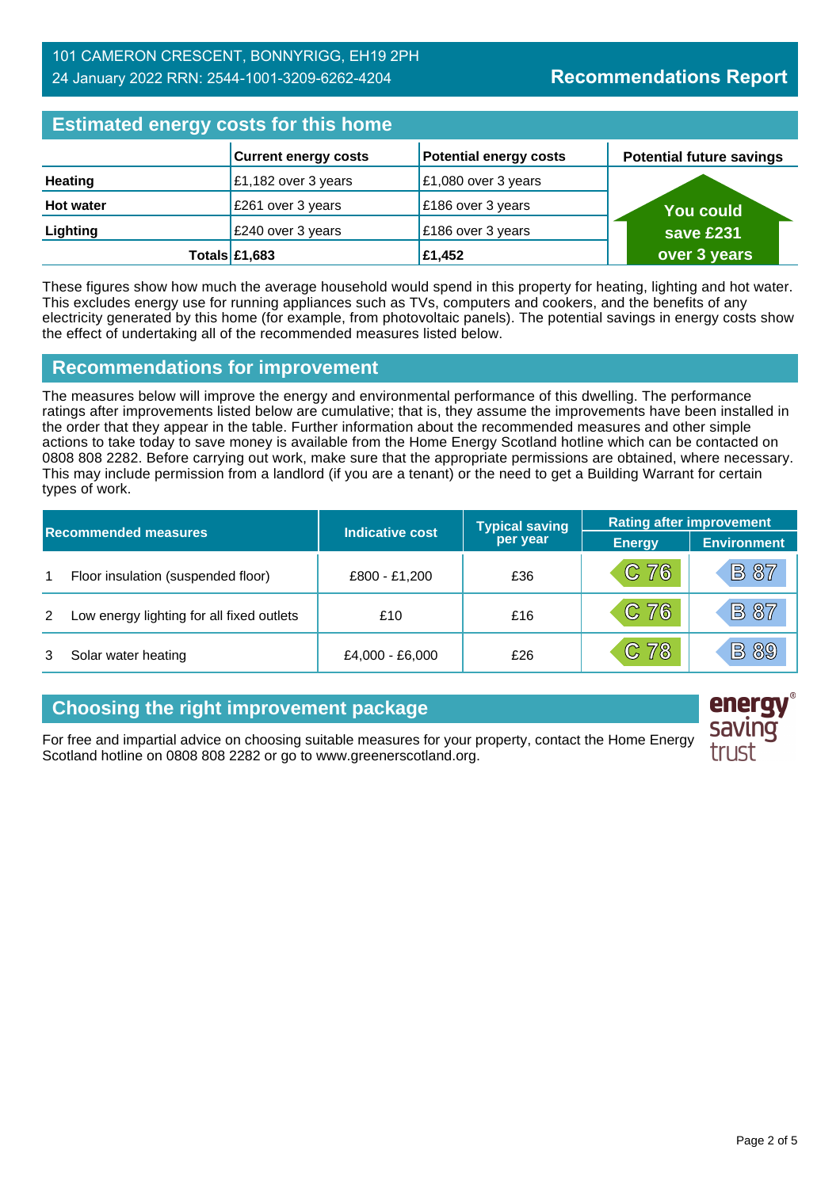101 CAMERON CRESCENT, BONNYRIGG, EH19 2PH
24 January 2022 RRN: 2544-1001-3209-6262-4204

# Recommendations Report

## Estimated energy costs for this home

| | Current energy costs | Potential energy costs | Potential future savings |
|---|---|---|---|
| **Heating** | £1,182 over 3 years | £1,080 over 3 years | **You could save £231 over 3 years** |
| **Hot water** | £261 over 3 years | £186 over 3 years | |
| **Lighting** | £240 over 3 years | £186 over 3 years | |
| **Totals** | **£1,683** | **£1,452** | |

These figures show how much the average household would spend in this property for heating, lighting and hot water. This excludes energy use for running appliances such as TVs, computers and cookers, and the benefits of any electricity generated by this home (for example, from photovoltaic panels). The potential savings in energy costs show the effect of undertaking all of the recommended measures listed below.

## Recommendations for improvement

The measures below will improve the energy and environmental performance of this dwelling. The performance ratings after improvements listed below are cumulative; that is, they assume the improvements have been installed in the order that they appear in the table. Further information about the recommended measures and other simple actions to take today to save money is available from the Home Energy Scotland hotline which can be contacted on 0808 808 2282. Before carrying out work, make sure that the appropriate permissions are obtained, where necessary. This may include permission from a landlord (if you are a tenant) or the need to get a Building Warrant for certain types of work.

| | Recommended measures | Indicative cost | Typical saving per year | Rating after improvement | |
|---|---|---|---|---|---|
| | | | | Energy | Environment |
| 1 | Floor insulation (suspended floor) | £800 - £1,200 | £36 | C 76 | B 87 |
| 2 | Low energy lighting for all fixed outlets | £10 | £16 | C 76 | B 87 |
| 3 | Solar water heating | £4,000 - £6,000 | £26 | C 78 | B 89 |

## Choosing the right improvement package

For free and impartial advice on choosing suitable measures for your property, contact the Home Energy Scotland hotline on 0808 808 2282 or go to www.greenerscotland.org.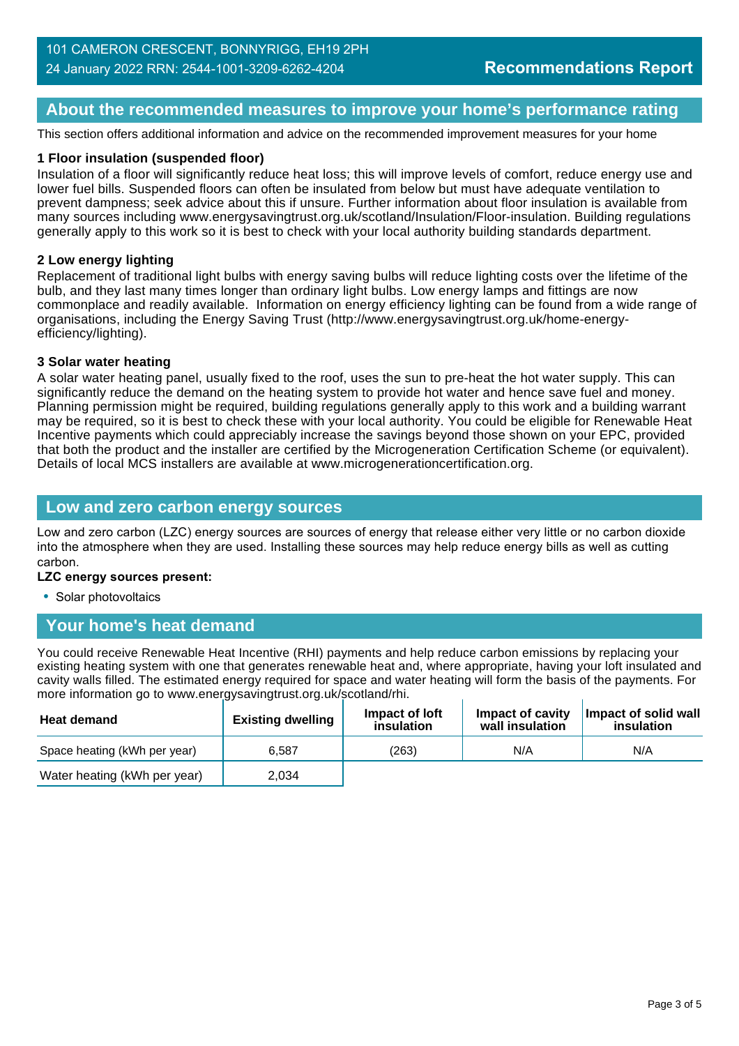101 CAMERON CRESCENT, BONNYRIGG, EH19 2PH
24 January 2022 RRN: 2544-1001-3209-6262-4204

**Recommendations Report**

## About the recommended measures to improve your home's performance rating

This section offers additional information and advice on the recommended improvement measures for your home

### 1 Floor insulation (suspended floor)

Insulation of a floor will significantly reduce heat loss; this will improve levels of comfort, reduce energy use and lower fuel bills. Suspended floors can often be insulated from below but must have adequate ventilation to prevent dampness; seek advice about this if unsure. Further information about floor insulation is available from many sources including www.energysavingtrust.org.uk/scotland/Insulation/Floor-insulation. Building regulations generally apply to this work so it is best to check with your local authority building standards department.

### 2 Low energy lighting

Replacement of traditional light bulbs with energy saving bulbs will reduce lighting costs over the lifetime of the bulb, and they last many times longer than ordinary light bulbs. Low energy lamps and fittings are now commonplace and readily available. Information on energy efficiency lighting can be found from a wide range of organisations, including the Energy Saving Trust (http://www.energysavingtrust.org.uk/home-energy-efficiency/lighting).

### 3 Solar water heating

A solar water heating panel, usually fixed to the roof, uses the sun to pre-heat the hot water supply. This can significantly reduce the demand on the heating system to provide hot water and hence save fuel and money. Planning permission might be required, building regulations generally apply to this work and a building warrant may be required, so it is best to check these with your local authority. You could be eligible for Renewable Heat Incentive payments which could appreciably increase the savings beyond those shown on your EPC, provided that both the product and the installer are certified by the Microgeneration Certification Scheme (or equivalent). Details of local MCS installers are available at www.microgenerationcertification.org.

## Low and zero carbon energy sources

Low and zero carbon (LZC) energy sources are sources of energy that release either very little or no carbon dioxide into the atmosphere when they are used. Installing these sources may help reduce energy bills as well as cutting carbon.

**LZC energy sources present:**

- Solar photovoltaics

## Your home's heat demand

You could receive Renewable Heat Incentive (RHI) payments and help reduce carbon emissions by replacing your existing heating system with one that generates renewable heat and, where appropriate, having your loft insulated and cavity walls filled. The estimated energy required for space and water heating will form the basis of the payments. For more information go to www.energysavingtrust.org.uk/scotland/rhi.

| Heat demand | Existing dwelling | Impact of loft insulation | Impact of cavity wall insulation | Impact of solid wall insulation |
|---|---|---|---|---|
| Space heating (kWh per year) | 6,587 | (263) | N/A | N/A |
| Water heating (kWh per year) | 2,034 | | | |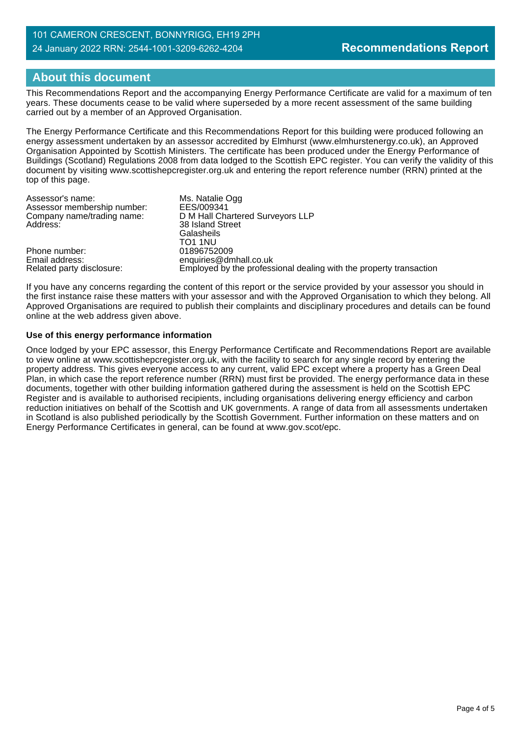## About this document

This Recommendations Report and the accompanying Energy Performance Certificate are valid for a maximum of ten years. These documents cease to be valid where superseded by a more recent assessment of the same building carried out by a member of an Approved Organisation.

The Energy Performance Certificate and this Recommendations Report for this building were produced following an energy assessment undertaken by an assessor accredited by Elmhurst (www.elmhurstenergy.co.uk), an Approved Organisation Appointed by Scottish Ministers. The certificate has been produced under the Energy Performance of Buildings (Scotland) Regulations 2008 from data lodged to the Scottish EPC register. You can verify the validity of this document by visiting www.scottishepcregister.org.uk and entering the report reference number (RRN) printed at the top of this page.

| | |
|---|---|
| Assessor's name: | Ms. Natalie Ogg |
| Assessor membership number: | EES/009341 |
| Company name/trading name: | D M Hall Chartered Surveyors LLP |
| Address: | 38 Island Street<br>Galasheils<br>TO1 1NU |
| Phone number: | 01896752009 |
| Email address: | enquiries@dmhall.co.uk |
| Related party disclosure: | Employed by the professional dealing with the property transaction |

If you have any concerns regarding the content of this report or the service provided by your assessor you should in the first instance raise these matters with your assessor and with the Approved Organisation to which they belong. All Approved Organisations are required to publish their complaints and disciplinary procedures and details can be found online at the web address given above.

**Use of this energy performance information**

Once lodged by your EPC assessor, this Energy Performance Certificate and Recommendations Report are available to view online at www.scottishepcregister.org.uk, with the facility to search for any single record by entering the property address. This gives everyone access to any current, valid EPC except where a property has a Green Deal Plan, in which case the report reference number (RRN) must first be provided. The energy performance data in these documents, together with other building information gathered during the assessment is held on the Scottish EPC Register and is available to authorised recipients, including organisations delivering energy efficiency and carbon reduction initiatives on behalf of the Scottish and UK governments. A range of data from all assessments undertaken in Scotland is also published periodically by the Scottish Government. Further information on these matters and on Energy Performance Certificates in general, can be found at www.gov.scot/epc.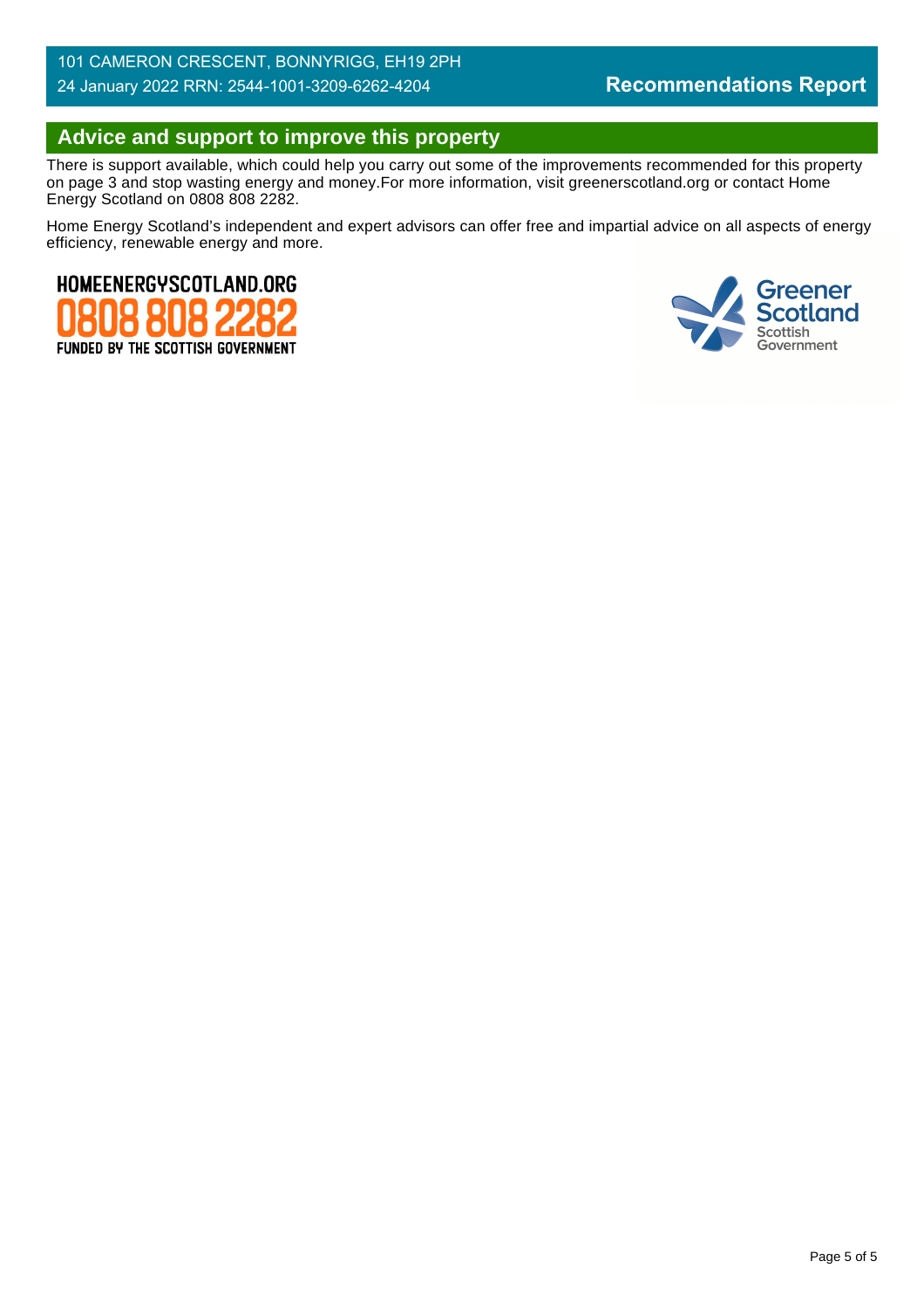## Advice and support to improve this property

There is support available, which could help you carry out some of the improvements recommended for this property on page 3 and stop wasting energy and money.For more information, visit greenerscotland.org or contact Home Energy Scotland on 0808 808 2282.

Home Energy Scotland's independent and expert advisors can offer free and impartial advice on all aspects of energy efficiency, renewable energy and more.

HOMEENERGYSCOTLAND.ORG
0808 808 2282
FUNDED BY THE SCOTTISH GOVERNMENT

Greener Scotland
Scottish Government